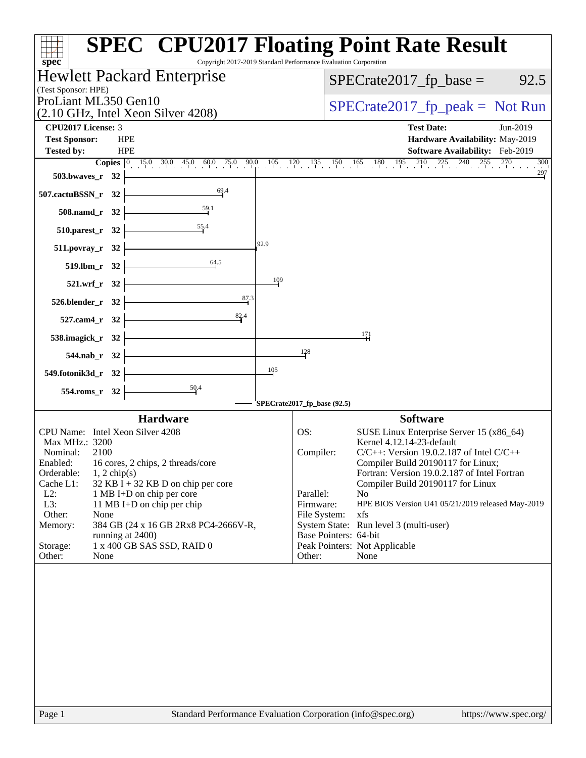# SPEC CPU2017 Floating Point Rate Result

Copyright 2017-2019 Standard Performance Evaluation Corporation

**Hewlett Packard Enterprise**
(Test Sponsor: HPE)
ProLiant ML350 Gen10
(2.10 GHz, Intel Xeon Silver 4208)

SPECrate2017_fp_base = 92.5

SPECrate2017_fp_peak = Not Run

**CPU2017 License:** 3
**Test Sponsor:** HPE
**Tested by:** HPE

**Test Date:** Jun-2019
**Hardware Availability:** May-2019
**Software Availability:** Feb-2019

| Benchmark | Copies | Base Ratio |
|---|---|---|
| 503.bwaves_r | 32 | 297 |
| 507.cactuBSSN_r | 32 | 69.4 |
| 508.namd_r | 32 | 59.1 |
| 510.parest_r | 32 | 55.4 |
| 511.povray_r | 32 | 92.9 |
| 519.lbm_r | 32 | 64.5 |
| 521.wrf_r | 32 | 109 |
| 526.blender_r | 32 | 87.3 |
| 527.cam4_r | 32 | 82.4 |
| 538.imagick_r | 32 | 171 |
| 544.nab_r | 32 | 128 |
| 549.fotonik3d_r | 32 | 105 |
| 554.roms_r | 32 | 50.4 |

SPECrate2017_fp_base (92.5)

## Hardware

| | |
|---|---|
| CPU Name: | Intel Xeon Silver 4208 |
| Max MHz.: | 3200 |
| Nominal: | 2100 |
| Enabled: | 16 cores, 2 chips, 2 threads/core |
| Orderable: | 1, 2 chip(s) |
| Cache L1: | 32 KB I + 32 KB D on chip per core |
| L2: | 1 MB I+D on chip per core |
| L3: | 11 MB I+D on chip per chip |
| Other: | None |
| Memory: | 384 GB (24 x 16 GB 2Rx8 PC4-2666V-R, running at 2400) |
| Storage: | 1 x 400 GB SAS SSD, RAID 0 |
| Other: | None |

## Software

| | |
|---|---|
| OS: | SUSE Linux Enterprise Server 15 (x86_64) Kernel 4.12.14-23-default |
| Compiler: | C/C++: Version 19.0.2.187 of Intel C/C++ Compiler Build 20190117 for Linux; Fortran: Version 19.0.2.187 of Intel Fortran Compiler Build 20190117 for Linux |
| Parallel: | No |
| Firmware: | HPE BIOS Version U41 05/21/2019 released May-2019 |
| File System: | xfs |
| System State: | Run level 3 (multi-user) |
| Base Pointers: | 64-bit |
| Peak Pointers: | Not Applicable |
| Other: | None |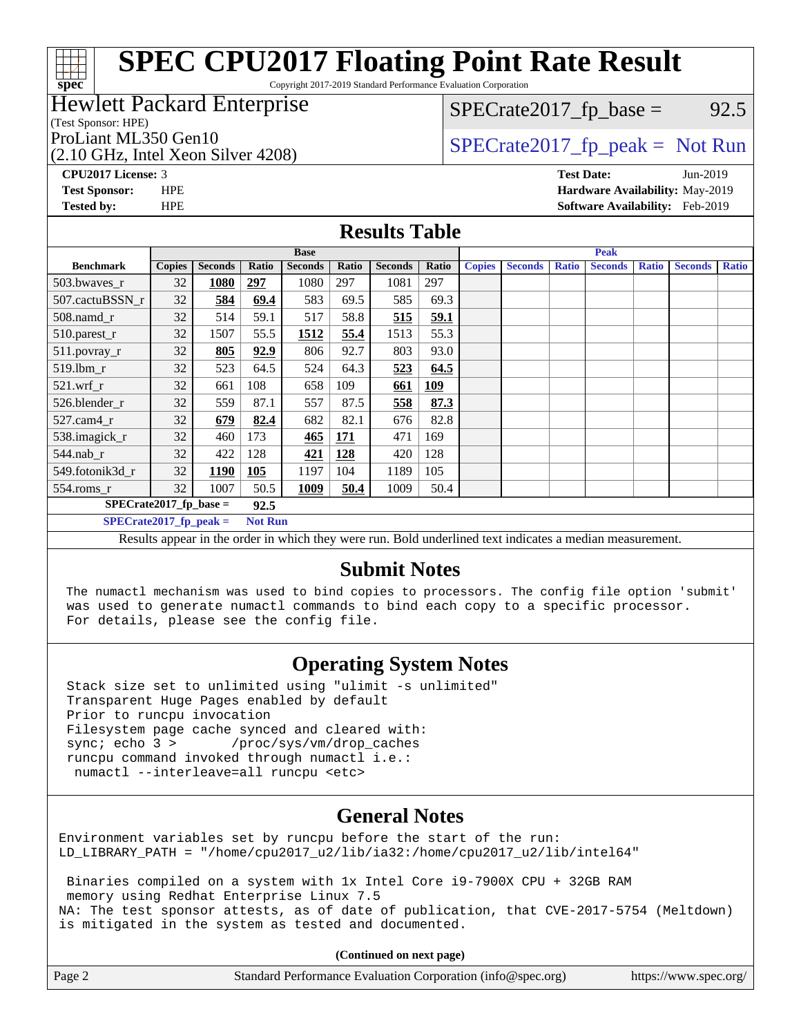# SPEC CPU2017 Floating Point Rate Result

Copyright 2017-2019 Standard Performance Evaluation Corporation

**Hewlett Packard Enterprise**
(Test Sponsor: HPE)

ProLiant ML350 Gen10
(2.10 GHz, Intel Xeon Silver 4208)

SPECrate2017_fp_base = 92.5

SPECrate2017_fp_peak = Not Run

**CPU2017 License:** 3
**Test Sponsor:** HPE
**Tested by:** HPE

**Test Date:** Jun-2019
**Hardware Availability:** May-2019
**Software Availability:** Feb-2019

## Results Table

| Benchmark | Base | | | | | | | Peak | | | | | | |
|---|---|---|---|---|---|---|---|---|---|---|---|---|---|---|
| | Copies | Seconds | Ratio | Seconds | Ratio | Seconds | Ratio | Copies | Seconds | Ratio | Seconds | Ratio | Seconds | Ratio |
| 503.bwaves_r | 32 | **1080** | **297** | 1080 | 297 | 1081 | 297 | | | | | | | |
| 507.cactuBSSN_r | 32 | **584** | **69.4** | 583 | 69.5 | 585 | 69.3 | | | | | | | |
| 508.namd_r | 32 | 514 | 59.1 | 517 | 58.8 | **515** | **59.1** | | | | | | | |
| 510.parest_r | 32 | 1507 | 55.5 | **1512** | **55.4** | 1513 | 55.3 | | | | | | | |
| 511.povray_r | 32 | **805** | **92.9** | 806 | 92.7 | 803 | 93.0 | | | | | | | |
| 519.lbm_r | 32 | 523 | 64.5 | 524 | 64.3 | **523** | **64.5** | | | | | | | |
| 521.wrf_r | 32 | 661 | 108 | 658 | 109 | **661** | **109** | | | | | | | |
| 526.blender_r | 32 | 559 | 87.1 | 557 | 87.5 | **558** | **87.3** | | | | | | | |
| 527.cam4_r | 32 | **679** | **82.4** | 682 | 82.1 | 676 | 82.8 | | | | | | | |
| 538.imagick_r | 32 | 460 | 173 | **465** | **171** | 471 | 169 | | | | | | | |
| 544.nab_r | 32 | 422 | 128 | **421** | **128** | 420 | 128 | | | | | | | |
| 549.fotonik3d_r | 32 | **1190** | **105** | 1197 | 104 | 1189 | 105 | | | | | | | |
| 554.roms_r | 32 | 1007 | 50.5 | **1009** | **50.4** | 1009 | 50.4 | | | | | | | |

**SPECrate2017_fp_base = 92.5**

**SPECrate2017_fp_peak = Not Run**

Results appear in the order in which they were run. Bold underlined text indicates a median measurement.

## Submit Notes

```
The numactl mechanism was used to bind copies to processors. The config file option 'submit'
was used to generate numactl commands to bind each copy to a specific processor.
For details, please see the config file.
```

## Operating System Notes

```
Stack size set to unlimited using "ulimit -s unlimited"
Transparent Huge Pages enabled by default
Prior to runcpu invocation
Filesystem page cache synced and cleared with:
sync; echo 3 >       /proc/sys/vm/drop_caches
runcpu command invoked through numactl i.e.:
 numactl --interleave=all runcpu <etc>
```

## General Notes

```
Environment variables set by runcpu before the start of the run:
LD_LIBRARY_PATH = "/home/cpu2017_u2/lib/ia32:/home/cpu2017_u2/lib/intel64"

 Binaries compiled on a system with 1x Intel Core i9-7900X CPU + 32GB RAM
 memory using Redhat Enterprise Linux 7.5
NA: The test sponsor attests, as of date of publication, that CVE-2017-5754 (Meltdown)
is mitigated in the system as tested and documented.
```

**(Continued on next page)**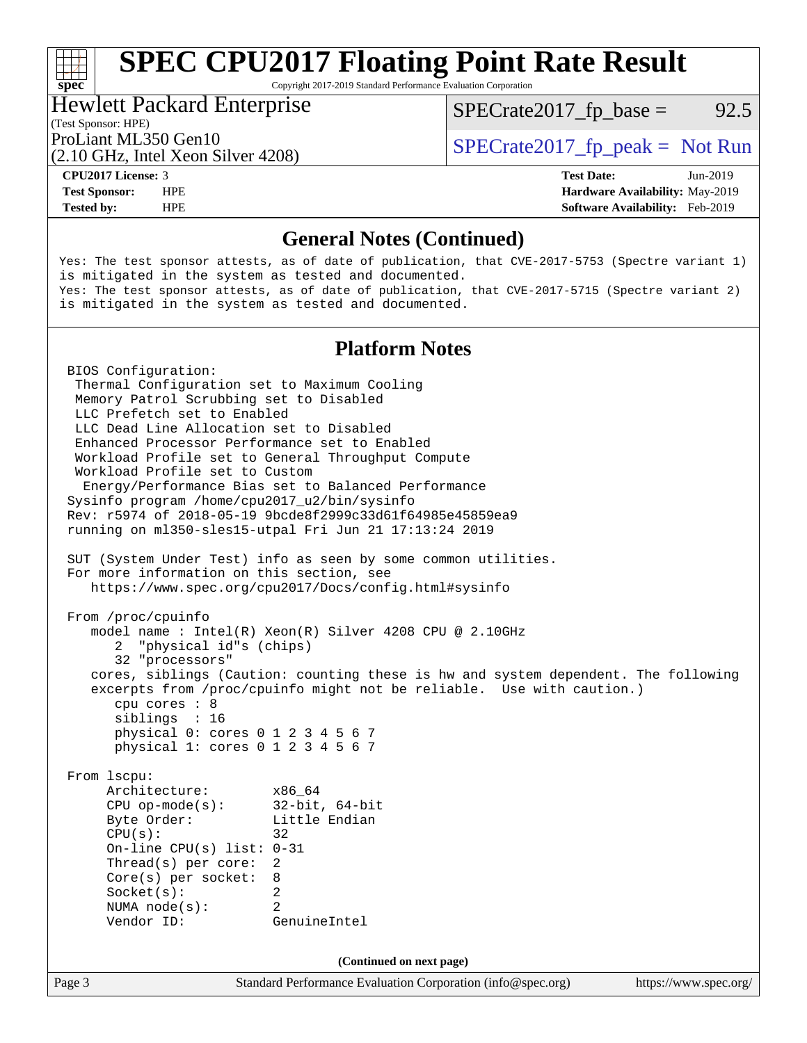# SPEC CPU2017 Floating Point Rate Result

Copyright 2017-2019 Standard Performance Evaluation Corporation

**Hewlett Packard Enterprise**
(Test Sponsor: HPE)
ProLiant ML350 Gen10
(2.10 GHz, Intel Xeon Silver 4208)

SPECrate2017_fp_base = 92.5
SPECrate2017_fp_peak = Not Run

**CPU2017 License:** 3
**Test Sponsor:** HPE
**Tested by:** HPE

**Test Date:** Jun-2019
**Hardware Availability:** May-2019
**Software Availability:** Feb-2019

## General Notes (Continued)

```
Yes: The test sponsor attests, as of date of publication, that CVE-2017-5753 (Spectre variant 1)
is mitigated in the system as tested and documented.
Yes: The test sponsor attests, as of date of publication, that CVE-2017-5715 (Spectre variant 2)
is mitigated in the system as tested and documented.
```

## Platform Notes

```
BIOS Configuration:
 Thermal Configuration set to Maximum Cooling
 Memory Patrol Scrubbing set to Disabled
 LLC Prefetch set to Enabled
 LLC Dead Line Allocation set to Disabled
 Enhanced Processor Performance set to Enabled
 Workload Profile set to General Throughput Compute
 Workload Profile set to Custom
  Energy/Performance Bias set to Balanced Performance
Sysinfo program /home/cpu2017_u2/bin/sysinfo
Rev: r5974 of 2018-05-19 9bcde8f2999c33d61f64985e45859ea9
running on ml350-sles15-utpal Fri Jun 21 17:13:24 2019

SUT (System Under Test) info as seen by some common utilities.
For more information on this section, see
   https://www.spec.org/cpu2017/Docs/config.html#sysinfo

From /proc/cpuinfo
   model name : Intel(R) Xeon(R) Silver 4208 CPU @ 2.10GHz
      2  "physical id"s (chips)
      32 "processors"
   cores, siblings (Caution: counting these is hw and system dependent. The following
   excerpts from /proc/cpuinfo might not be reliable.  Use with caution.)
      cpu cores : 8
      siblings  : 16
      physical 0: cores 0 1 2 3 4 5 6 7
      physical 1: cores 0 1 2 3 4 5 6 7

From lscpu:
     Architecture:        x86_64
     CPU op-mode(s):      32-bit, 64-bit
     Byte Order:          Little Endian
     CPU(s):              32
     On-line CPU(s) list: 0-31
     Thread(s) per core:  2
     Core(s) per socket:  8
     Socket(s):           2
     NUMA node(s):        2
     Vendor ID:           GenuineIntel
```

(Continued on next page)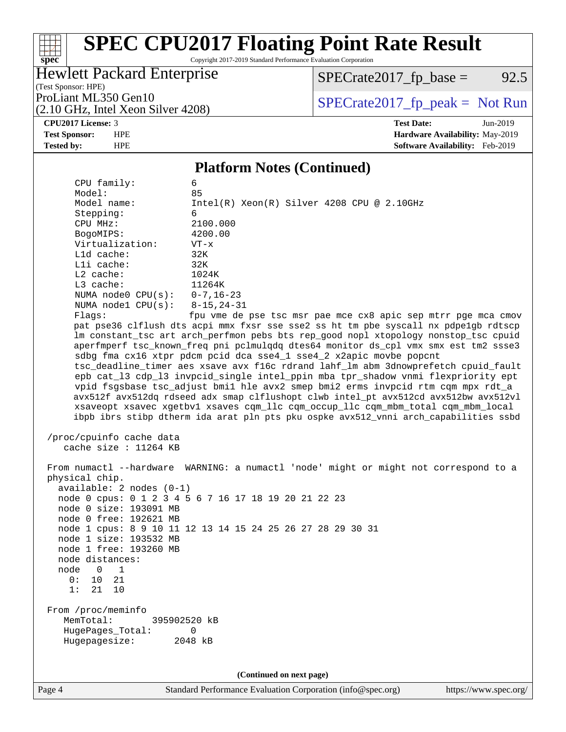## Platform Notes (Continued)

```
CPU family:            6
Model:                 85
Model name:            Intel(R) Xeon(R) Silver 4208 CPU @ 2.10GHz
Stepping:              6
CPU MHz:               2100.000
BogoMIPS:              4200.00
Virtualization:        VT-x
L1d cache:             32K
L1i cache:             32K
L2 cache:              1024K
L3 cache:              11264K
NUMA node0 CPU(s):     0-7,16-23
NUMA node1 CPU(s):     8-15,24-31
Flags:                 fpu vme de pse tsc msr pae mce cx8 apic sep mtrr pge mca cmov
pat pse36 clflush dts acpi mmx fxsr sse sse2 ss ht tm pbe syscall nx pdpe1gb rdtscp
lm constant_tsc art arch_perfmon pebs bts rep_good nopl xtopology nonstop_tsc cpuid
aperfmperf tsc_known_freq pni pclmulqdq dtes64 monitor ds_cpl vmx smx est tm2 ssse3
sdbg fma cx16 xtpr pdcm pcid dca sse4_1 sse4_2 x2apic movbe popcnt
tsc_deadline_timer aes xsave avx f16c rdrand lahf_lm abm 3dnowprefetch cpuid_fault
epb cat_l3 cdp_l3 invpcid_single intel_ppin mba tpr_shadow vnmi flexpriority ept
vpid fsgsbase tsc_adjust bmi1 hle avx2 smep bmi2 erms invpcid rtm cqm mpx rdt_a
avx512f avx512dq rdseed adx smap clflushopt clwb intel_pt avx512cd avx512bw avx512vl
xsaveopt xsavec xgetbv1 xsaves cqm_llc cqm_occup_llc cqm_mbm_total cqm_mbm_local
ibpb ibrs stibp dtherm ida arat pln pts pku ospke avx512_vnni arch_capabilities ssbd

/proc/cpuinfo cache data
   cache size : 11264 KB

From numactl --hardware  WARNING: a numactl 'node' might or might not correspond to a
physical chip.
  available: 2 nodes (0-1)
  node 0 cpus: 0 1 2 3 4 5 6 7 16 17 18 19 20 21 22 23
  node 0 size: 193091 MB
  node 0 free: 192621 MB
  node 1 cpus: 8 9 10 11 12 13 14 15 24 25 26 27 28 29 30 31
  node 1 size: 193532 MB
  node 1 free: 193260 MB
  node distances:
  node   0   1
    0:  10  21
    1:  21  10

From /proc/meminfo
   MemTotal:       395902520 kB
   HugePages_Total:       0
   Hugepagesize:       2048 kB
```

**(Continued on next page)**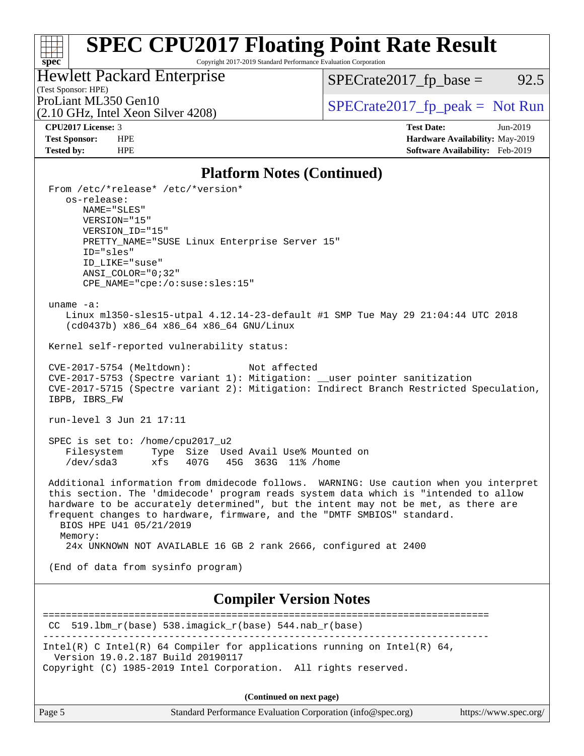## Platform Notes (Continued)

```
From /etc/*release* /etc/*version*
   os-release:
      NAME="SLES"
      VERSION="15"
      VERSION_ID="15"
      PRETTY_NAME="SUSE Linux Enterprise Server 15"
      ID="sles"
      ID_LIKE="suse"
      ANSI_COLOR="0;32"
      CPE_NAME="cpe:/o:suse:sles:15"

uname -a:
   Linux ml350-sles15-utpal 4.12.14-23-default #1 SMP Tue May 29 21:04:44 UTC 2018
   (cd0437b) x86_64 x86_64 x86_64 GNU/Linux

Kernel self-reported vulnerability status:

CVE-2017-5754 (Meltdown):          Not affected
CVE-2017-5753 (Spectre variant 1): Mitigation: __user pointer sanitization
CVE-2017-5715 (Spectre variant 2): Mitigation: Indirect Branch Restricted Speculation,
IBPB, IBRS_FW

run-level 3 Jun 21 17:11

SPEC is set to: /home/cpu2017_u2
   Filesystem     Type  Size  Used Avail Use% Mounted on
   /dev/sda3      xfs   407G   45G  363G  11% /home

Additional information from dmidecode follows.  WARNING: Use caution when you interpret
this section. The 'dmidecode' program reads system data which is "intended to allow
hardware to be accurately determined", but the intent may not be met, as there are
frequent changes to hardware, firmware, and the "DMTF SMBIOS" standard.
  BIOS HPE U41 05/21/2019
  Memory:
   24x UNKNOWN NOT AVAILABLE 16 GB 2 rank 2666, configured at 2400

(End of data from sysinfo program)
```

## Compiler Version Notes

```
==============================================================================
 CC  519.lbm_r(base) 538.imagick_r(base) 544.nab_r(base)
------------------------------------------------------------------------------
Intel(R) C Intel(R) 64 Compiler for applications running on Intel(R) 64,
  Version 19.0.2.187 Build 20190117
Copyright (C) 1985-2019 Intel Corporation.  All rights reserved.
```

**(Continued on next page)**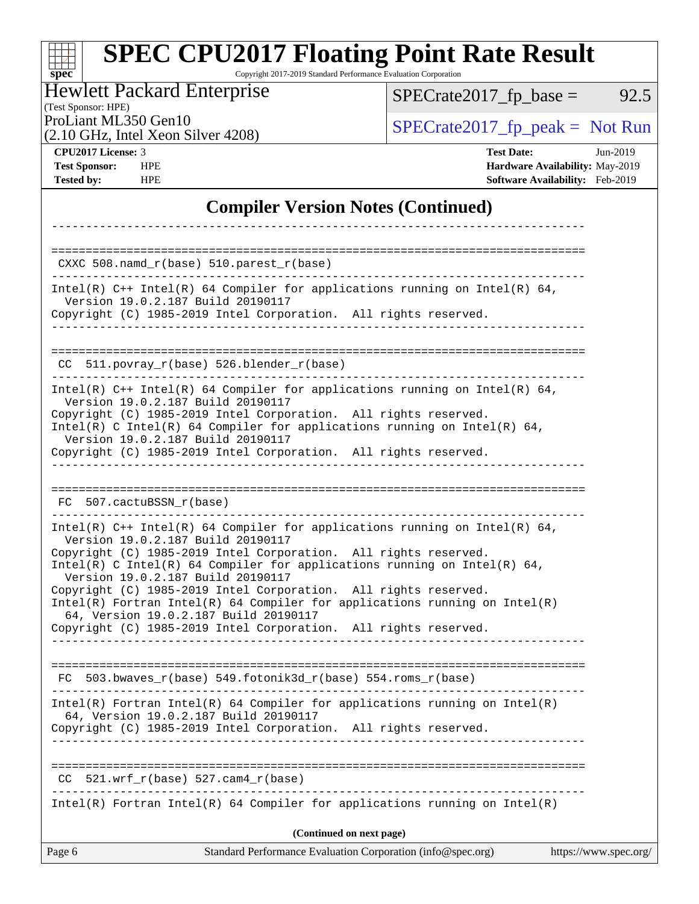# SPEC CPU2017 Floating Point Rate Result

Copyright 2017-2019 Standard Performance Evaluation Corporation

**Hewlett Packard Enterprise**
(Test Sponsor: HPE)
ProLiant ML350 Gen10
(2.10 GHz, Intel Xeon Silver 4208)

SPECrate2017_fp_base = 92.5
SPECrate2017_fp_peak = Not Run

**CPU2017 License:** 3
**Test Sponsor:** HPE
**Tested by:** HPE

**Test Date:** Jun-2019
**Hardware Availability:** May-2019
**Software Availability:** Feb-2019

## Compiler Version Notes (Continued)

```
------------------------------------------------------------------------------

==============================================================================
 CXXC 508.namd_r(base) 510.parest_r(base)
------------------------------------------------------------------------------
Intel(R) C++ Intel(R) 64 Compiler for applications running on Intel(R) 64,
  Version 19.0.2.187 Build 20190117
Copyright (C) 1985-2019 Intel Corporation.  All rights reserved.
------------------------------------------------------------------------------

==============================================================================
 CC  511.povray_r(base) 526.blender_r(base)
------------------------------------------------------------------------------
Intel(R) C++ Intel(R) 64 Compiler for applications running on Intel(R) 64,
  Version 19.0.2.187 Build 20190117
Copyright (C) 1985-2019 Intel Corporation.  All rights reserved.
Intel(R) C Intel(R) 64 Compiler for applications running on Intel(R) 64,
  Version 19.0.2.187 Build 20190117
Copyright (C) 1985-2019 Intel Corporation.  All rights reserved.
------------------------------------------------------------------------------

==============================================================================
 FC  507.cactuBSSN_r(base)
------------------------------------------------------------------------------
Intel(R) C++ Intel(R) 64 Compiler for applications running on Intel(R) 64,
  Version 19.0.2.187 Build 20190117
Copyright (C) 1985-2019 Intel Corporation.  All rights reserved.
Intel(R) C Intel(R) 64 Compiler for applications running on Intel(R) 64,
  Version 19.0.2.187 Build 20190117
Copyright (C) 1985-2019 Intel Corporation.  All rights reserved.
Intel(R) Fortran Intel(R) 64 Compiler for applications running on Intel(R)
  64, Version 19.0.2.187 Build 20190117
Copyright (C) 1985-2019 Intel Corporation.  All rights reserved.
------------------------------------------------------------------------------

==============================================================================
 FC  503.bwaves_r(base) 549.fotonik3d_r(base) 554.roms_r(base)
------------------------------------------------------------------------------
Intel(R) Fortran Intel(R) 64 Compiler for applications running on Intel(R)
  64, Version 19.0.2.187 Build 20190117
Copyright (C) 1985-2019 Intel Corporation.  All rights reserved.
------------------------------------------------------------------------------

==============================================================================
 CC  521.wrf_r(base) 527.cam4_r(base)
------------------------------------------------------------------------------
Intel(R) Fortran Intel(R) 64 Compiler for applications running on Intel(R)
```

**(Continued on next page)**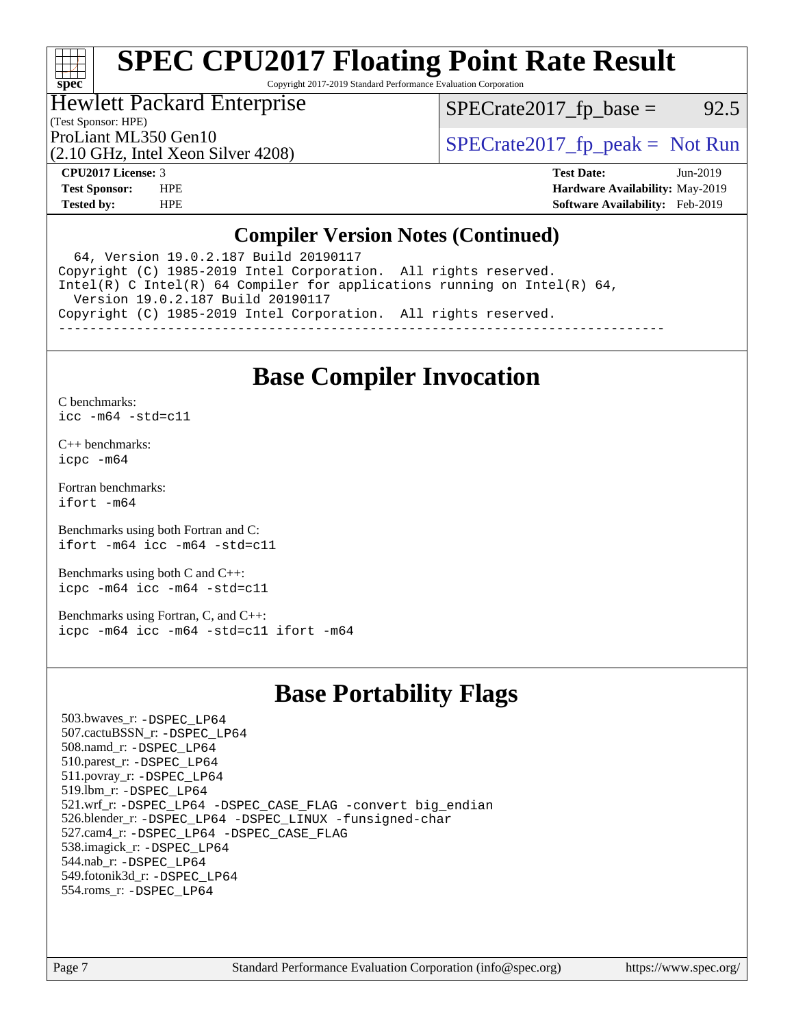## Compiler Version Notes (Continued)

```
  64, Version 19.0.2.187 Build 20190117
Copyright (C) 1985-2019 Intel Corporation.  All rights reserved.
Intel(R) C Intel(R) 64 Compiler for applications running on Intel(R) 64,
  Version 19.0.2.187 Build 20190117
Copyright (C) 1985-2019 Intel Corporation.  All rights reserved.
------------------------------------------------------------------------------
```

## Base Compiler Invocation

C benchmarks:
`icc -m64 -std=c11`

C++ benchmarks:
`icpc -m64`

Fortran benchmarks:
`ifort -m64`

Benchmarks using both Fortran and C:
`ifort -m64 icc -m64 -std=c11`

Benchmarks using both C and C++:
`icpc -m64 icc -m64 -std=c11`

Benchmarks using Fortran, C, and C++:
`icpc -m64 icc -m64 -std=c11 ifort -m64`

## Base Portability Flags

503.bwaves_r: -DSPEC_LP64
507.cactuBSSN_r: -DSPEC_LP64
508.namd_r: -DSPEC_LP64
510.parest_r: -DSPEC_LP64
511.povray_r: -DSPEC_LP64
519.lbm_r: -DSPEC_LP64
521.wrf_r: -DSPEC_LP64 -DSPEC_CASE_FLAG -convert big_endian
526.blender_r: -DSPEC_LP64 -DSPEC_LINUX -funsigned-char
527.cam4_r: -DSPEC_LP64 -DSPEC_CASE_FLAG
538.imagick_r: -DSPEC_LP64
544.nab_r: -DSPEC_LP64
549.fotonik3d_r: -DSPEC_LP64
554.roms_r: -DSPEC_LP64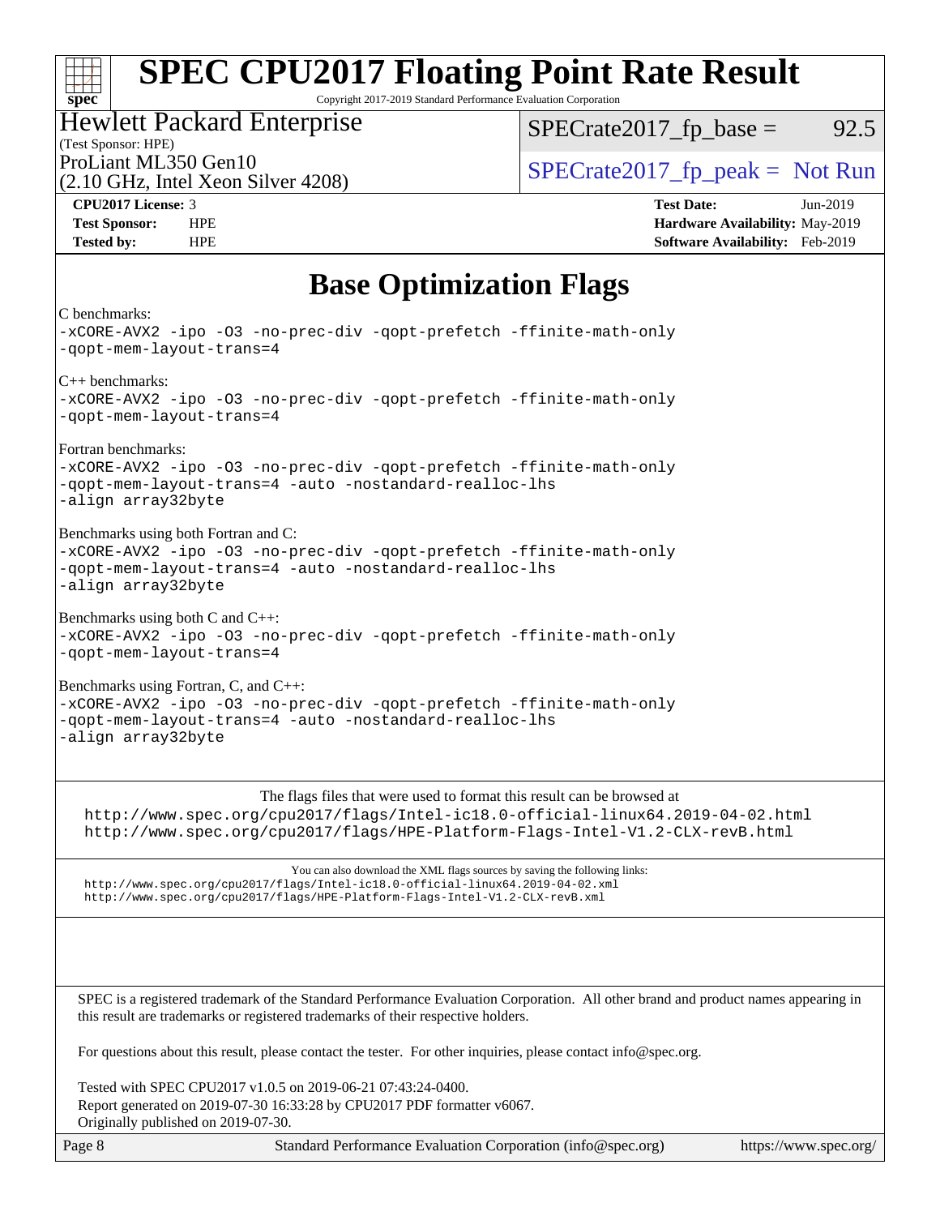# SPEC CPU2017 Floating Point Rate Result

Copyright 2017-2019 Standard Performance Evaluation Corporation

Hewlett Packard Enterprise
(Test Sponsor: HPE)
ProLiant ML350 Gen10
(2.10 GHz, Intel Xeon Silver 4208)

SPECrate2017_fp_base = 92.5

SPECrate2017_fp_peak = Not Run

**CPU2017 License:** 3
**Test Sponsor:** HPE
**Tested by:** HPE

**Test Date:** Jun-2019
**Hardware Availability:** May-2019
**Software Availability:** Feb-2019

## Base Optimization Flags

C benchmarks:
-xCORE-AVX2 -ipo -O3 -no-prec-div -qopt-prefetch -ffinite-math-only
-qopt-mem-layout-trans=4

C++ benchmarks:
-xCORE-AVX2 -ipo -O3 -no-prec-div -qopt-prefetch -ffinite-math-only
-qopt-mem-layout-trans=4

Fortran benchmarks:
-xCORE-AVX2 -ipo -O3 -no-prec-div -qopt-prefetch -ffinite-math-only
-qopt-mem-layout-trans=4 -auto -nostandard-realloc-lhs
-align array32byte

Benchmarks using both Fortran and C:
-xCORE-AVX2 -ipo -O3 -no-prec-div -qopt-prefetch -ffinite-math-only
-qopt-mem-layout-trans=4 -auto -nostandard-realloc-lhs
-align array32byte

Benchmarks using both C and C++:
-xCORE-AVX2 -ipo -O3 -no-prec-div -qopt-prefetch -ffinite-math-only
-qopt-mem-layout-trans=4

Benchmarks using Fortran, C, and C++:
-xCORE-AVX2 -ipo -O3 -no-prec-div -qopt-prefetch -ffinite-math-only
-qopt-mem-layout-trans=4 -auto -nostandard-realloc-lhs
-align array32byte

The flags files that were used to format this result can be browsed at
http://www.spec.org/cpu2017/flags/Intel-ic18.0-official-linux64.2019-04-02.html
http://www.spec.org/cpu2017/flags/HPE-Platform-Flags-Intel-V1.2-CLX-revB.html

You can also download the XML flags sources by saving the following links:
http://www.spec.org/cpu2017/flags/Intel-ic18.0-official-linux64.2019-04-02.xml
http://www.spec.org/cpu2017/flags/HPE-Platform-Flags-Intel-V1.2-CLX-revB.xml

SPEC is a registered trademark of the Standard Performance Evaluation Corporation. All other brand and product names appearing in this result are trademarks or registered trademarks of their respective holders.

For questions about this result, please contact the tester. For other inquiries, please contact info@spec.org.

Tested with SPEC CPU2017 v1.0.5 on 2019-06-21 07:43:24-0400.
Report generated on 2019-07-30 16:33:28 by CPU2017 PDF formatter v6067.
Originally published on 2019-07-30.